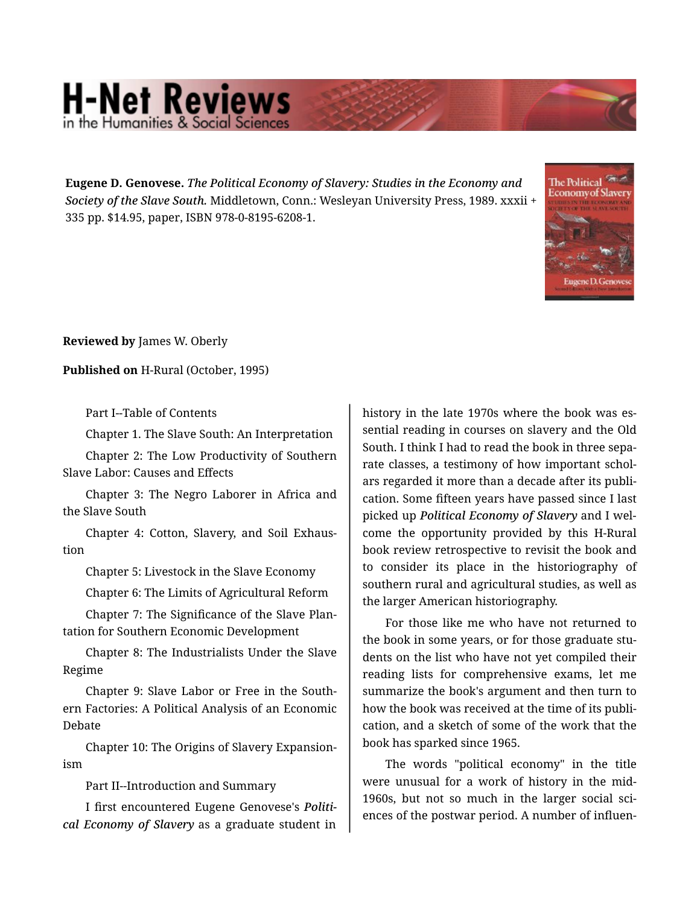**Eugene D. Genovese.** *The Political Economy of Slavery: Studies in the Economy and Society of the Slave South.* Middletown, Conn.: Wesleyan University Press, 1989. xxxii + 335 pp. $14.95, paper, ISBN 978-0-8195-6208-1.

**Reviewed by** James W. Oberly

**Published on** H-Rural (October, 1995)

Part I--Table of Contents

Chapter 1. The Slave South: An Interpretation

Chapter 2: The Low Productivity of Southern Slave Labor: Causes and Effects

Chapter 3: The Negro Laborer in Africa and the Slave South

Chapter 4: Cotton, Slavery, and Soil Exhaustion

Chapter 5: Livestock in the Slave Economy

Chapter 6: The Limits of Agricultural Reform

Chapter 7: The Significance of the Slave Plantation for Southern Economic Development

Chapter 8: The Industrialists Under the Slave Regime

Chapter 9: Slave Labor or Free in the Southern Factories: A Political Analysis of an Economic Debate

Chapter 10: The Origins of Slavery Expansionism

Part II--Introduction and Summary

I first encountered Eugene Genovese's *Political Economy of Slavery* as a graduate student in history in the late 1970s where the book was essential reading in courses on slavery and the Old South. I think I had to read the book in three separate classes, a testimony of how important scholars regarded it more than a decade after its publication. Some fifteen years have passed since I last picked up *Political Economy of Slavery* and I welcome the opportunity provided by this H-Rural book review retrospective to revisit the book and to consider its place in the historiography of southern rural and agricultural studies, as well as the larger American historiography.

For those like me who have not returned to the book in some years, or for those graduate students on the list who have not yet compiled their reading lists for comprehensive exams, let me summarize the book's argument and then turn to how the book was received at the time of its publication, and a sketch of some of the work that the book has sparked since 1965.

The words "political economy" in the title were unusual for a work of history in the mid-1960s, but not so much in the larger social sciences of the postwar period. A number of influen-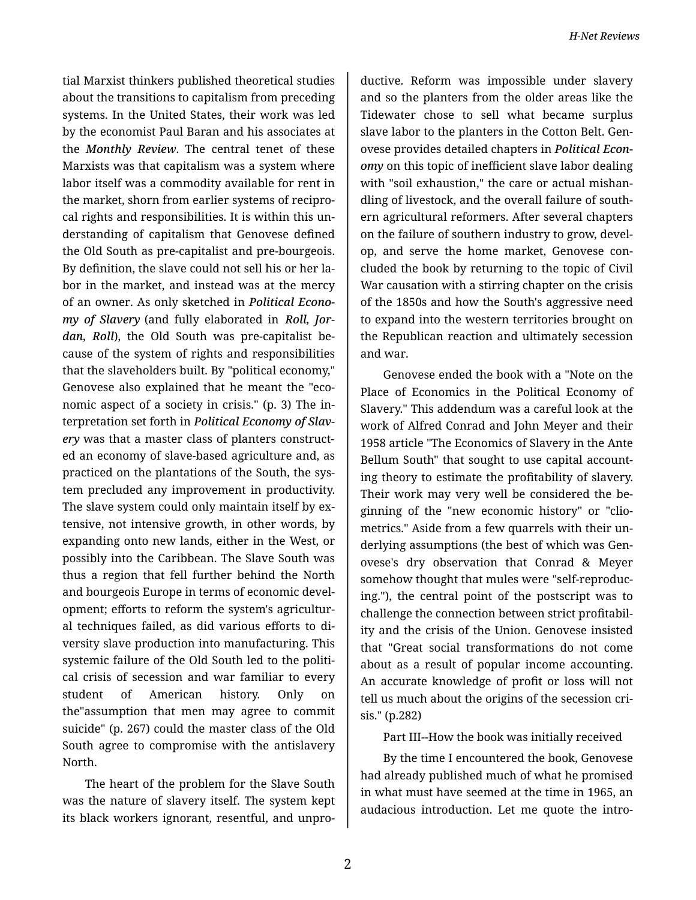tial Marxist thinkers published theoretical studies about the transitions to capitalism from preceding systems. In the United States, their work was led by the economist Paul Baran and his associates at the ***Monthly Review***. The central tenet of these Marxists was that capitalism was a system where labor itself was a commodity available for rent in the market, shorn from earlier systems of reciprocal rights and responsibilities. It is within this understanding of capitalism that Genovese defined the Old South as pre-capitalist and pre-bourgeois. By definition, the slave could not sell his or her labor in the market, and instead was at the mercy of an owner. As only sketched in ***Political Economy of Slavery*** (and fully elaborated in ***Roll, Jordan, Roll***), the Old South was pre-capitalist because of the system of rights and responsibilities that the slaveholders built. By "political economy," Genovese also explained that he meant the "economic aspect of a society in crisis." (p. 3) The interpretation set forth in ***Political Economy of Slavery*** was that a master class of planters constructed an economy of slave-based agriculture and, as practiced on the plantations of the South, the system precluded any improvement in productivity. The slave system could only maintain itself by extensive, not intensive growth, in other words, by expanding onto new lands, either in the West, or possibly into the Caribbean. The Slave South was thus a region that fell further behind the North and bourgeois Europe in terms of economic development; efforts to reform the system's agricultural techniques failed, as did various efforts to diversity slave production into manufacturing. This systemic failure of the Old South led to the political crisis of secession and war familiar to every student of American history. Only on the"assumption that men may agree to commit suicide" (p. 267) could the master class of the Old South agree to compromise with the antislavery North.

The heart of the problem for the Slave South was the nature of slavery itself. The system kept its black workers ignorant, resentful, and unproductive. Reform was impossible under slavery and so the planters from the older areas like the Tidewater chose to sell what became surplus slave labor to the planters in the Cotton Belt. Genovese provides detailed chapters in ***Political Economy*** on this topic of inefficient slave labor dealing with "soil exhaustion," the care or actual mishandling of livestock, and the overall failure of southern agricultural reformers. After several chapters on the failure of southern industry to grow, develop, and serve the home market, Genovese concluded the book by returning to the topic of Civil War causation with a stirring chapter on the crisis of the 1850s and how the South's aggressive need to expand into the western territories brought on the Republican reaction and ultimately secession and war.

Genovese ended the book with a "Note on the Place of Economics in the Political Economy of Slavery." This addendum was a careful look at the work of Alfred Conrad and John Meyer and their 1958 article "The Economics of Slavery in the Ante Bellum South" that sought to use capital accounting theory to estimate the profitability of slavery. Their work may very well be considered the beginning of the "new economic history" or "cliometrics." Aside from a few quarrels with their underlying assumptions (the best of which was Genovese's dry observation that Conrad & Meyer somehow thought that mules were "self-reproducing."), the central point of the postscript was to challenge the connection between strict profitability and the crisis of the Union. Genovese insisted that "Great social transformations do not come about as a result of popular income accounting. An accurate knowledge of profit or loss will not tell us much about the origins of the secession crisis." (p.282)

Part III--How the book was initially received

By the time I encountered the book, Genovese had already published much of what he promised in what must have seemed at the time in 1965, an audacious introduction. Let me quote the intro-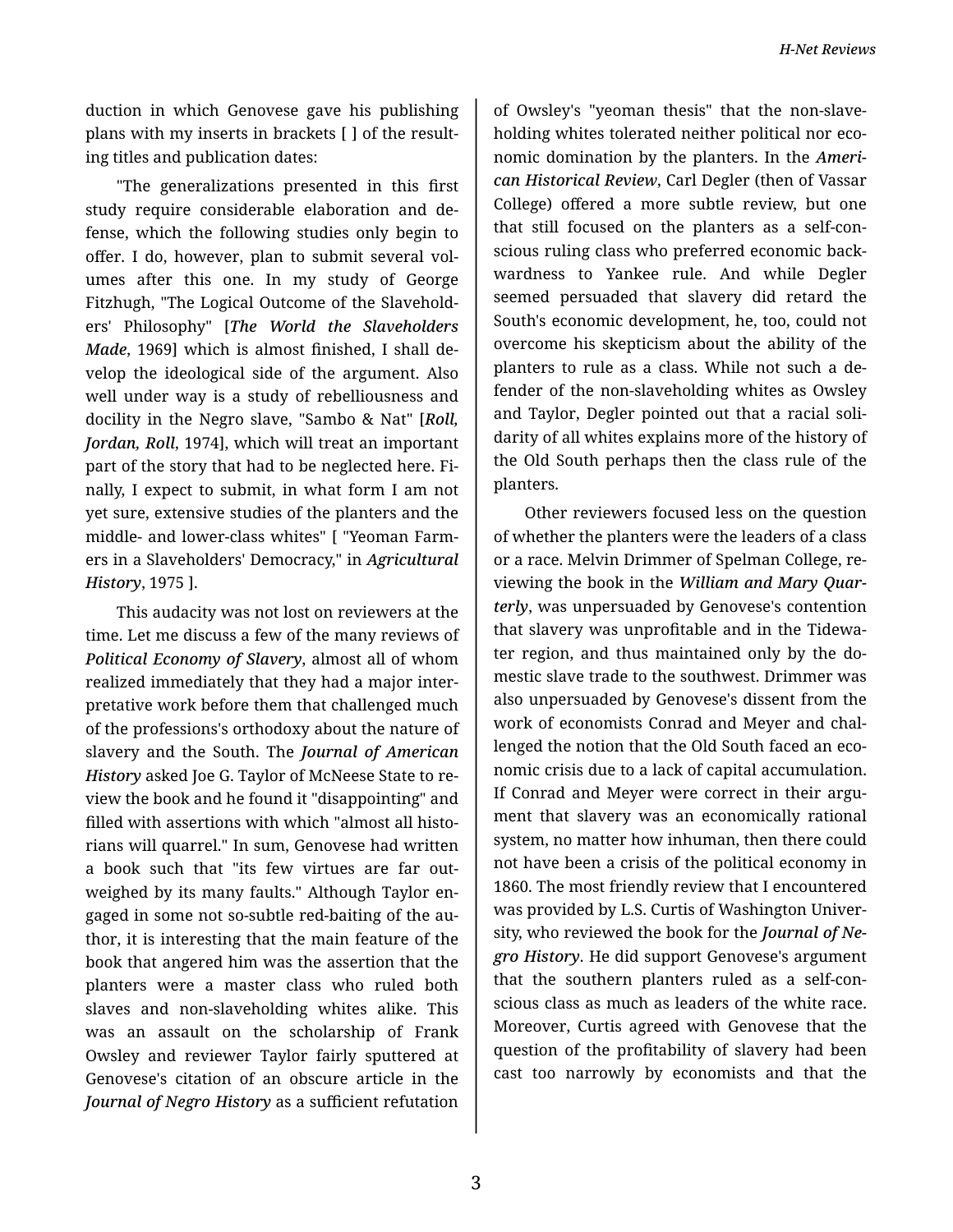duction in which Genovese gave his publishing plans with my inserts in brackets [ ] of the resulting titles and publication dates:

"The generalizations presented in this first study require considerable elaboration and defense, which the following studies only begin to offer. I do, however, plan to submit several volumes after this one. In my study of George Fitzhugh, "The Logical Outcome of the Slaveholders' Philosophy" [*The World the Slaveholders Made*, 1969] which is almost finished, I shall develop the ideological side of the argument. Also well under way is a study of rebelliousness and docility in the Negro slave, "Sambo & Nat" [*Roll, Jordan, Roll*, 1974], which will treat an important part of the story that had to be neglected here. Finally, I expect to submit, in what form I am not yet sure, extensive studies of the planters and the middle- and lower-class whites" [ "Yeoman Farmers in a Slaveholders' Democracy," in *Agricultural History*, 1975 ].

This audacity was not lost on reviewers at the time. Let me discuss a few of the many reviews of *Political Economy of Slavery*, almost all of whom realized immediately that they had a major interpretative work before them that challenged much of the professions's orthodoxy about the nature of slavery and the South. The *Journal of American History* asked Joe G. Taylor of McNeese State to review the book and he found it "disappointing" and filled with assertions with which "almost all historians will quarrel." In sum, Genovese had written a book such that "its few virtues are far outweighed by its many faults." Although Taylor engaged in some not so-subtle red-baiting of the author, it is interesting that the main feature of the book that angered him was the assertion that the planters were a master class who ruled both slaves and non-slaveholding whites alike. This was an assault on the scholarship of Frank Owsley and reviewer Taylor fairly sputtered at Genovese's citation of an obscure article in the *Journal of Negro History* as a sufficient refutation of Owsley's "yeoman thesis" that the non-slaveholding whites tolerated neither political nor economic domination by the planters. In the *American Historical Review*, Carl Degler (then of Vassar College) offered a more subtle review, but one that still focused on the planters as a self-conscious ruling class who preferred economic backwardness to Yankee rule. And while Degler seemed persuaded that slavery did retard the South's economic development, he, too, could not overcome his skepticism about the ability of the planters to rule as a class. While not such a defender of the non-slaveholding whites as Owsley and Taylor, Degler pointed out that a racial solidarity of all whites explains more of the history of the Old South perhaps then the class rule of the planters.

Other reviewers focused less on the question of whether the planters were the leaders of a class or a race. Melvin Drimmer of Spelman College, reviewing the book in the *William and Mary Quarterly*, was unpersuaded by Genovese's contention that slavery was unprofitable and in the Tidewater region, and thus maintained only by the domestic slave trade to the southwest. Drimmer was also unpersuaded by Genovese's dissent from the work of economists Conrad and Meyer and challenged the notion that the Old South faced an economic crisis due to a lack of capital accumulation. If Conrad and Meyer were correct in their argument that slavery was an economically rational system, no matter how inhuman, then there could not have been a crisis of the political economy in 1860. The most friendly review that I encountered was provided by L.S. Curtis of Washington University, who reviewed the book for the *Journal of Negro History*. He did support Genovese's argument that the southern planters ruled as a self-conscious class as much as leaders of the white race. Moreover, Curtis agreed with Genovese that the question of the profitability of slavery had been cast too narrowly by economists and that the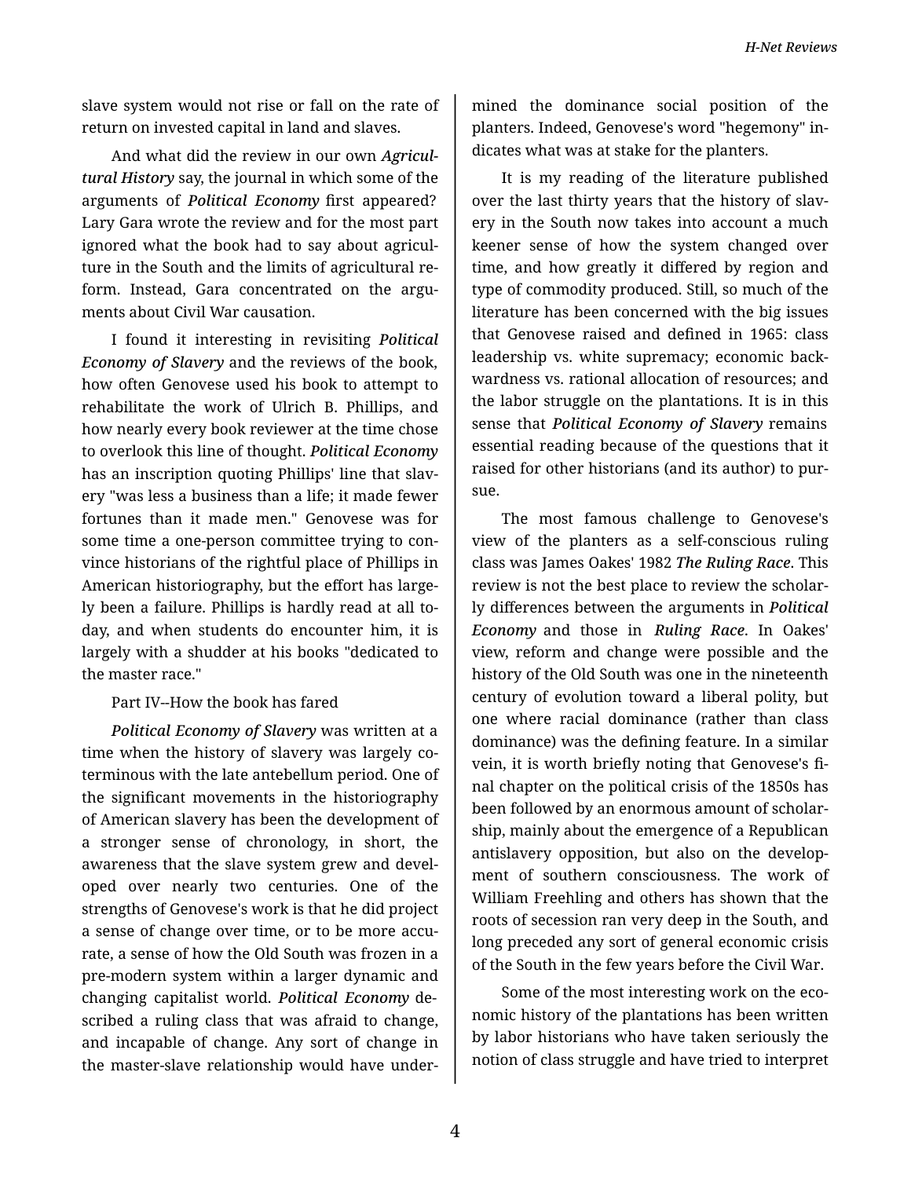slave system would not rise or fall on the rate of return on invested capital in land and slaves.

And what did the review in our own *Agricultural History* say, the journal in which some of the arguments of *Political Economy* first appeared? Lary Gara wrote the review and for the most part ignored what the book had to say about agriculture in the South and the limits of agricultural reform. Instead, Gara concentrated on the arguments about Civil War causation.

I found it interesting in revisiting *Political Economy of Slavery* and the reviews of the book, how often Genovese used his book to attempt to rehabilitate the work of Ulrich B. Phillips, and how nearly every book reviewer at the time chose to overlook this line of thought. *Political Economy* has an inscription quoting Phillips' line that slavery "was less a business than a life; it made fewer fortunes than it made men." Genovese was for some time a one-person committee trying to convince historians of the rightful place of Phillips in American historiography, but the effort has largely been a failure. Phillips is hardly read at all today, and when students do encounter him, it is largely with a shudder at his books "dedicated to the master race."

Part IV--How the book has fared

*Political Economy of Slavery* was written at a time when the history of slavery was largely coterminous with the late antebellum period. One of the significant movements in the historiography of American slavery has been the development of a stronger sense of chronology, in short, the awareness that the slave system grew and developed over nearly two centuries. One of the strengths of Genovese's work is that he did project a sense of change over time, or to be more accurate, a sense of how the Old South was frozen in a pre-modern system within a larger dynamic and changing capitalist world. *Political Economy* described a ruling class that was afraid to change, and incapable of change. Any sort of change in the master-slave relationship would have undermined the dominance social position of the planters. Indeed, Genovese's word "hegemony" indicates what was at stake for the planters.

It is my reading of the literature published over the last thirty years that the history of slavery in the South now takes into account a much keener sense of how the system changed over time, and how greatly it differed by region and type of commodity produced. Still, so much of the literature has been concerned with the big issues that Genovese raised and defined in 1965: class leadership vs. white supremacy; economic backwardness vs. rational allocation of resources; and the labor struggle on the plantations. It is in this sense that *Political Economy of Slavery* remains essential reading because of the questions that it raised for other historians (and its author) to pursue.

The most famous challenge to Genovese's view of the planters as a self-conscious ruling class was James Oakes' 1982 *The Ruling Race*. This review is not the best place to review the scholarly differences between the arguments in *Political Economy* and those in *Ruling Race*. In Oakes' view, reform and change were possible and the history of the Old South was one in the nineteenth century of evolution toward a liberal polity, but one where racial dominance (rather than class dominance) was the defining feature. In a similar vein, it is worth briefly noting that Genovese's final chapter on the political crisis of the 1850s has been followed by an enormous amount of scholarship, mainly about the emergence of a Republican antislavery opposition, but also on the development of southern consciousness. The work of William Freehling and others has shown that the roots of secession ran very deep in the South, and long preceded any sort of general economic crisis of the South in the few years before the Civil War.

Some of the most interesting work on the economic history of the plantations has been written by labor historians who have taken seriously the notion of class struggle and have tried to interpret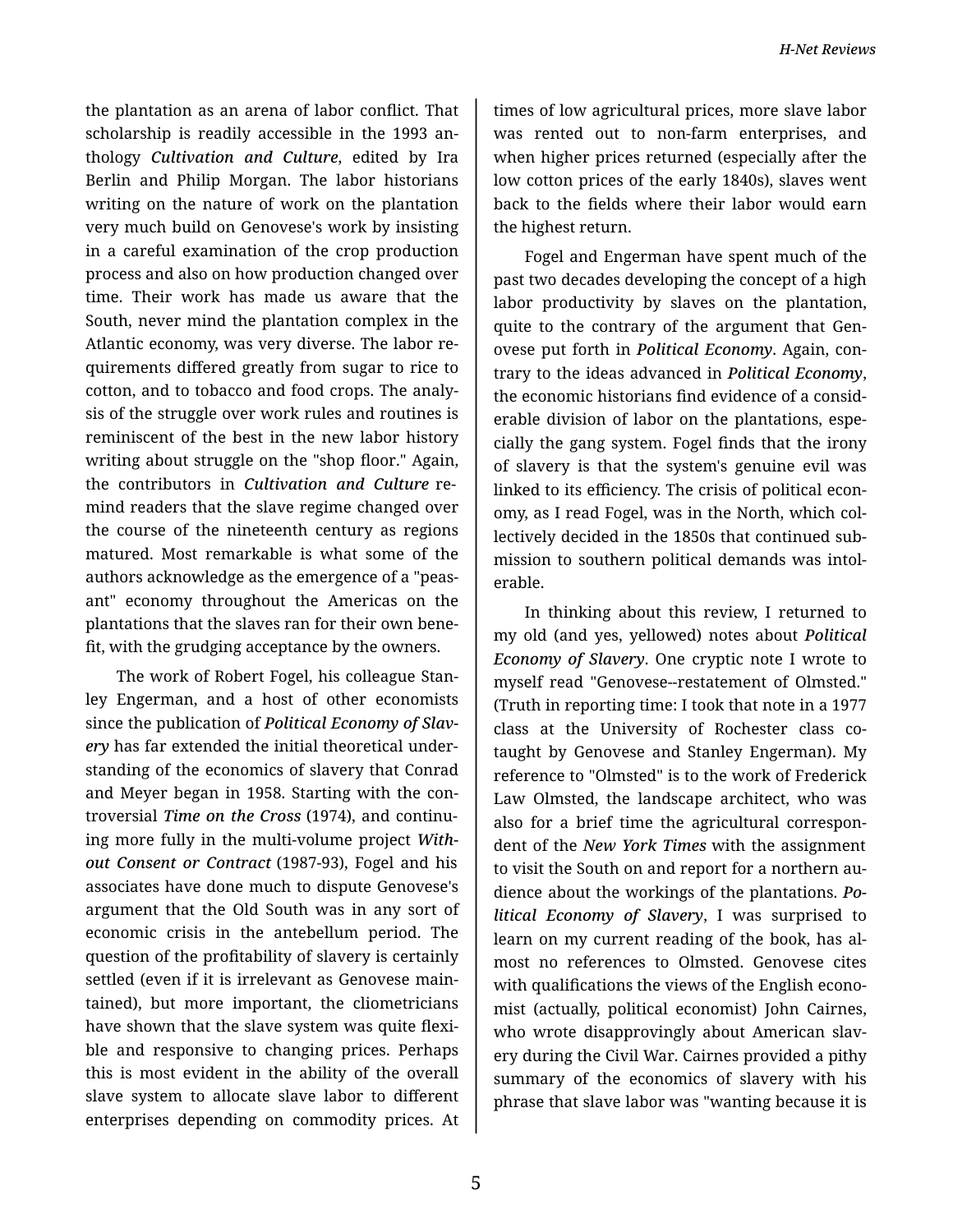the plantation as an arena of labor conflict. That scholarship is readily accessible in the 1993 anthology ***Cultivation and Culture***, edited by Ira Berlin and Philip Morgan. The labor historians writing on the nature of work on the plantation very much build on Genovese's work by insisting in a careful examination of the crop production process and also on how production changed over time. Their work has made us aware that the South, never mind the plantation complex in the Atlantic economy, was very diverse. The labor requirements differed greatly from sugar to rice to cotton, and to tobacco and food crops. The analysis of the struggle over work rules and routines is reminiscent of the best in the new labor history writing about struggle on the "shop floor." Again, the contributors in ***Cultivation and Culture*** remind readers that the slave regime changed over the course of the nineteenth century as regions matured. Most remarkable is what some of the authors acknowledge as the emergence of a "peasant" economy throughout the Americas on the plantations that the slaves ran for their own benefit, with the grudging acceptance by the owners.

The work of Robert Fogel, his colleague Stanley Engerman, and a host of other economists since the publication of ***Political Economy of Slavery*** has far extended the initial theoretical understanding of the economics of slavery that Conrad and Meyer began in 1958. Starting with the controversial ***Time on the Cross*** (1974), and continuing more fully in the multi-volume project ***Without Consent or Contract*** (1987-93), Fogel and his associates have done much to dispute Genovese's argument that the Old South was in any sort of economic crisis in the antebellum period. The question of the profitability of slavery is certainly settled (even if it is irrelevant as Genovese maintained), but more important, the cliometricians have shown that the slave system was quite flexible and responsive to changing prices. Perhaps this is most evident in the ability of the overall slave system to allocate slave labor to different enterprises depending on commodity prices. At times of low agricultural prices, more slave labor was rented out to non-farm enterprises, and when higher prices returned (especially after the low cotton prices of the early 1840s), slaves went back to the fields where their labor would earn the highest return.

Fogel and Engerman have spent much of the past two decades developing the concept of a high labor productivity by slaves on the plantation, quite to the contrary of the argument that Genovese put forth in ***Political Economy***. Again, contrary to the ideas advanced in ***Political Economy***, the economic historians find evidence of a considerable division of labor on the plantations, especially the gang system. Fogel finds that the irony of slavery is that the system's genuine evil was linked to its efficiency. The crisis of political economy, as I read Fogel, was in the North, which collectively decided in the 1850s that continued submission to southern political demands was intolerable.

In thinking about this review, I returned to my old (and yes, yellowed) notes about ***Political Economy of Slavery***. One cryptic note I wrote to myself read "Genovese--restatement of Olmsted." (Truth in reporting time: I took that note in a 1977 class at the University of Rochester class co-taught by Genovese and Stanley Engerman). My reference to "Olmsted" is to the work of Frederick Law Olmsted, the landscape architect, who was also for a brief time the agricultural correspondent of the ***New York Times*** with the assignment to visit the South on and report for a northern audience about the workings of the plantations. ***Political Economy of Slavery***, I was surprised to learn on my current reading of the book, has almost no references to Olmsted. Genovese cites with qualifications the views of the English economist (actually, political economist) John Cairnes, who wrote disapprovingly about American slavery during the Civil War. Cairnes provided a pithy summary of the economics of slavery with his phrase that slave labor was "wanting because it is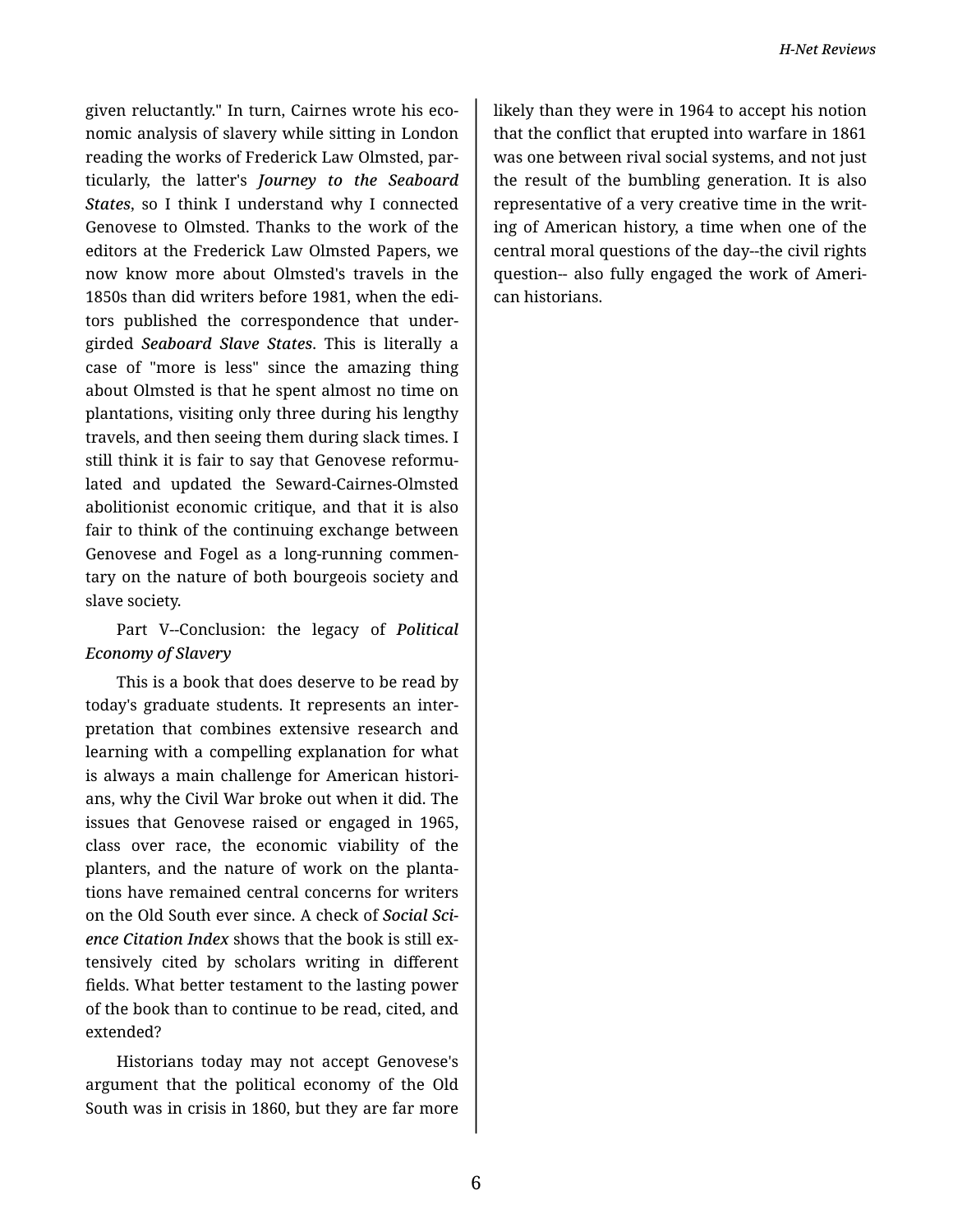given reluctantly." In turn, Cairnes wrote his economic analysis of slavery while sitting in London reading the works of Frederick Law Olmsted, particularly, the latter's ***Journey to the Seaboard States***, so I think I understand why I connected Genovese to Olmsted. Thanks to the work of the editors at the Frederick Law Olmsted Papers, we now know more about Olmsted's travels in the 1850s than did writers before 1981, when the editors published the correspondence that undergirded ***Seaboard Slave States***. This is literally a case of "more is less" since the amazing thing about Olmsted is that he spent almost no time on plantations, visiting only three during his lengthy travels, and then seeing them during slack times. I still think it is fair to say that Genovese reformulated and updated the Seward-Cairnes-Olmsted abolitionist economic critique, and that it is also fair to think of the continuing exchange between Genovese and Fogel as a long-running commentary on the nature of both bourgeois society and slave society.

Part V--Conclusion: the legacy of ***Political Economy of Slavery***

This is a book that does deserve to be read by today's graduate students. It represents an interpretation that combines extensive research and learning with a compelling explanation for what is always a main challenge for American historians, why the Civil War broke out when it did. The issues that Genovese raised or engaged in 1965, class over race, the economic viability of the planters, and the nature of work on the plantations have remained central concerns for writers on the Old South ever since. A check of ***Social Science Citation Index*** shows that the book is still extensively cited by scholars writing in different fields. What better testament to the lasting power of the book than to continue to be read, cited, and extended?

Historians today may not accept Genovese's argument that the political economy of the Old South was in crisis in 1860, but they are far more likely than they were in 1964 to accept his notion that the conflict that erupted into warfare in 1861 was one between rival social systems, and not just the result of the bumbling generation. It is also representative of a very creative time in the writing of American history, a time when one of the central moral questions of the day--the civil rights question-- also fully engaged the work of American historians.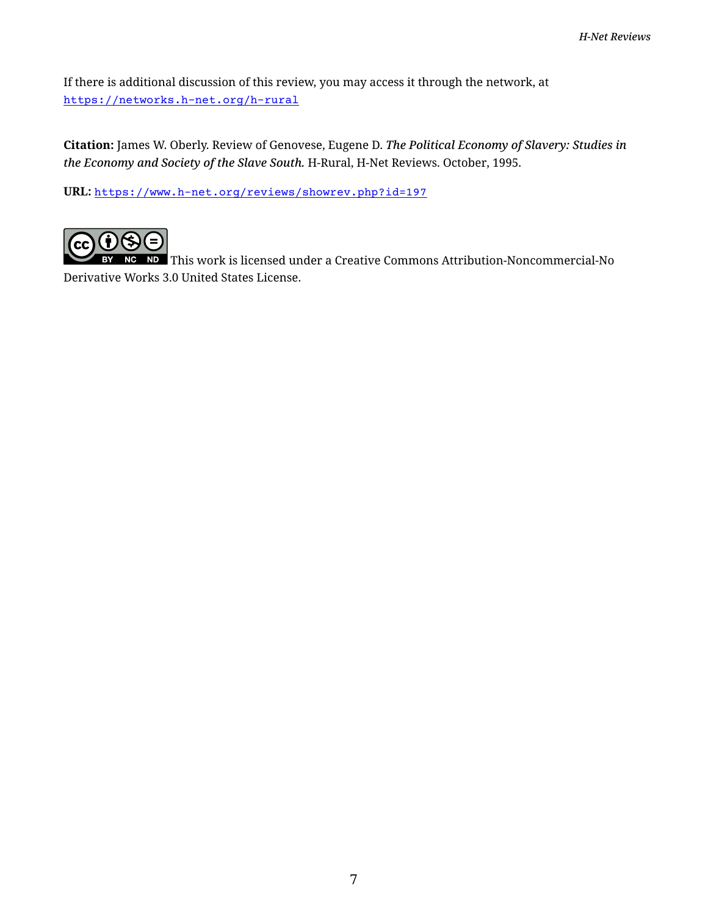If there is additional discussion of this review, you may access it through the network, at https://networks.h-net.org/h-rural

**Citation:** James W. Oberly. Review of Genovese, Eugene D. *The Political Economy of Slavery: Studies in the Economy and Society of the Slave South.* H-Rural, H-Net Reviews. October, 1995.

**URL:** https://www.h-net.org/reviews/showrev.php?id=197

This work is licensed under a Creative Commons Attribution-Noncommercial-No Derivative Works 3.0 United States License.